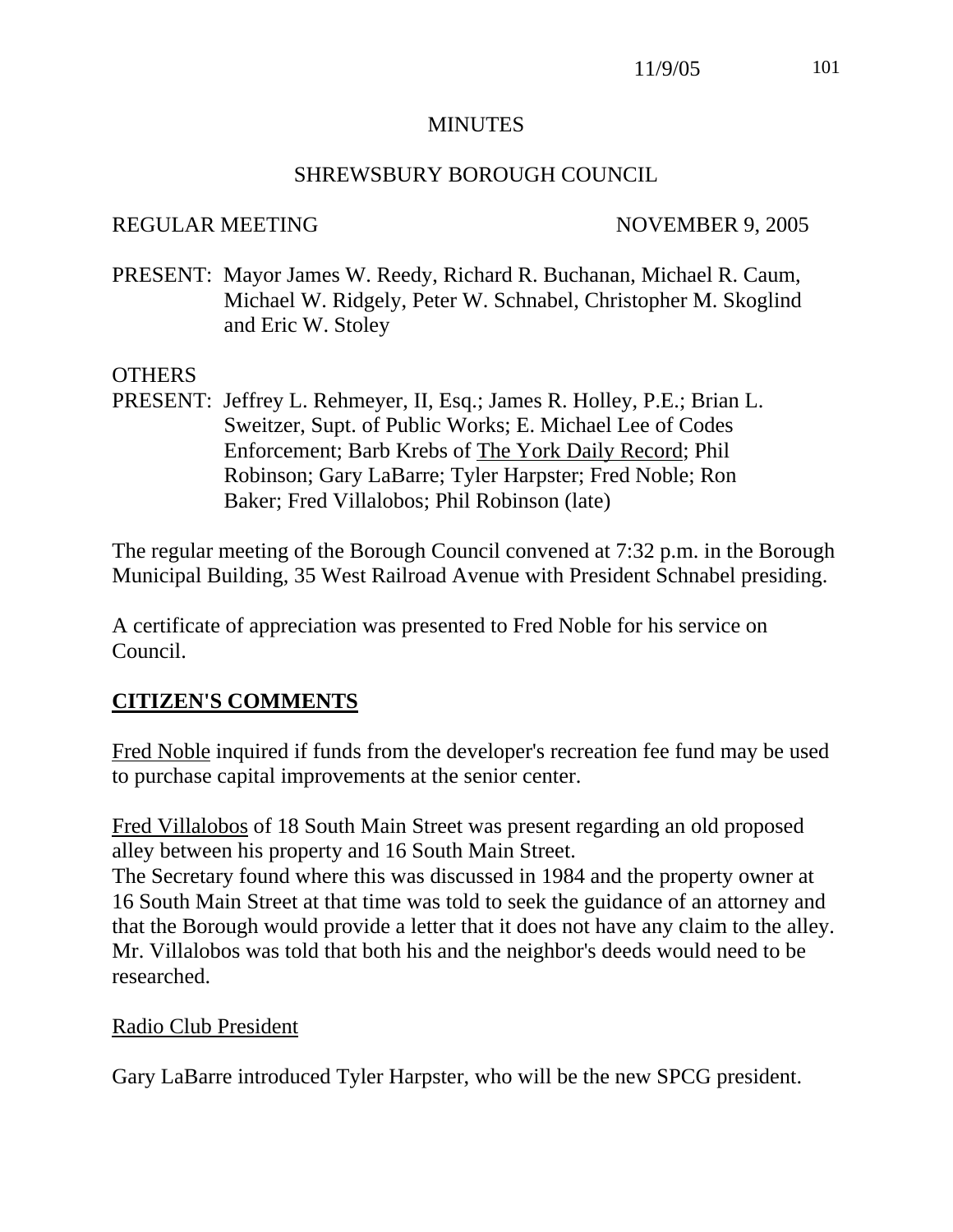# MINUTES

## SHREWSBURY BOROUGH COUNCIL

REGULAR MEETING NOVEMBER 9, 2005

PRESENT: Mayor James W. Reedy, Richard R. Buchanan, Michael R. Caum, Michael W. Ridgely, Peter W. Schnabel, Christopher M. Skoglind and Eric W. Stoley

OTHERS
PRESENT: Jeffrey L. Rehmeyer, II, Esq.; James R. Holley, P.E.; Brian L. Sweitzer, Supt. of Public Works; E. Michael Lee of Codes Enforcement; Barb Krebs of The York Daily Record; Phil Robinson; Gary LaBarre; Tyler Harpster; Fred Noble; Ron Baker; Fred Villalobos; Phil Robinson (late)

The regular meeting of the Borough Council convened at 7:32 p.m. in the Borough Municipal Building, 35 West Railroad Avenue with President Schnabel presiding.

A certificate of appreciation was presented to Fred Noble for his service on Council.

## CITIZEN'S COMMENTS

Fred Noble inquired if funds from the developer's recreation fee fund may be used to purchase capital improvements at the senior center.

Fred Villalobos of 18 South Main Street was present regarding an old proposed alley between his property and 16 South Main Street.
The Secretary found where this was discussed in 1984 and the property owner at 16 South Main Street at that time was told to seek the guidance of an attorney and that the Borough would provide a letter that it does not have any claim to the alley. Mr. Villalobos was told that both his and the neighbor's deeds would need to be researched.

Radio Club President

Gary LaBarre introduced Tyler Harpster, who will be the new SPCG president.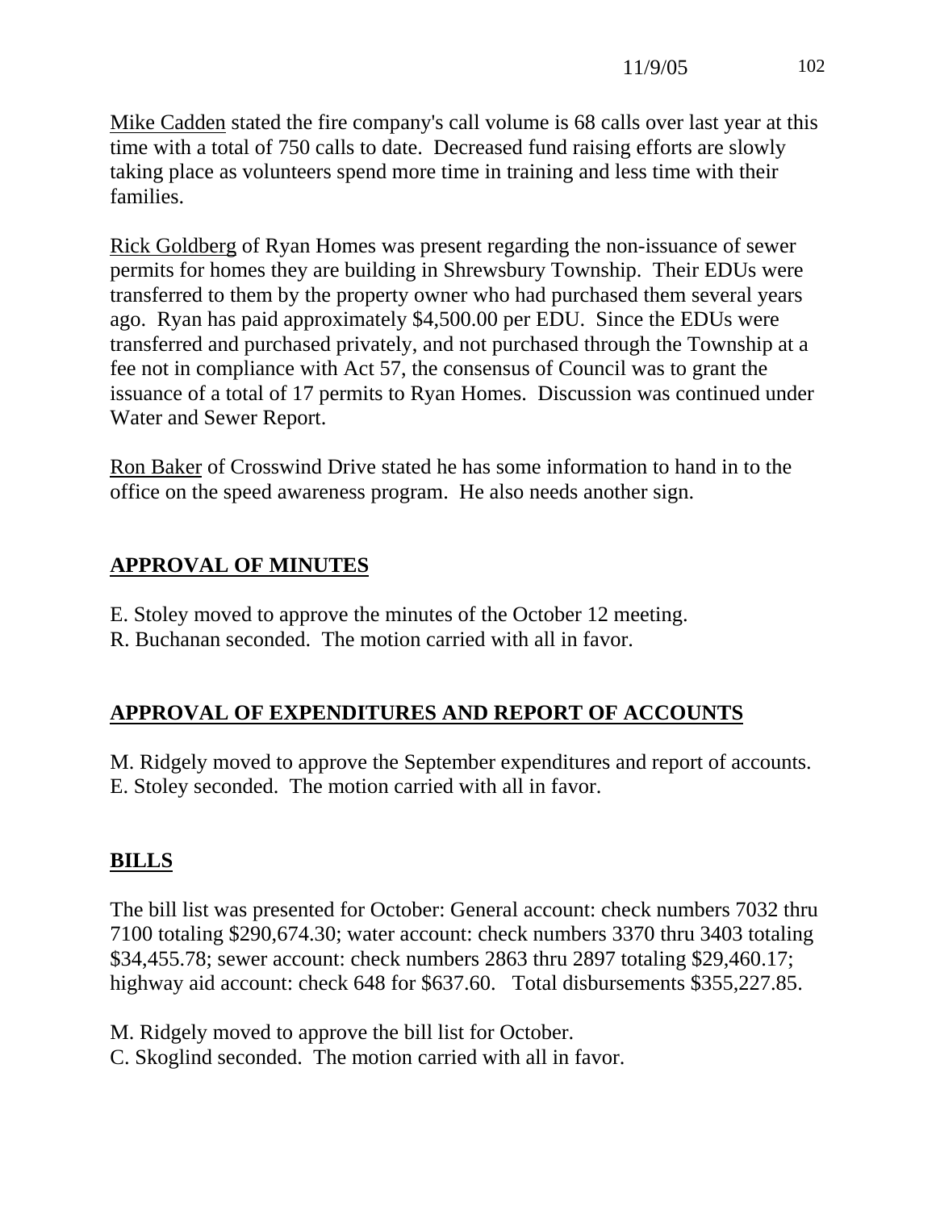Mike Cadden stated the fire company's call volume is 68 calls over last year at this time with a total of 750 calls to date. Decreased fund raising efforts are slowly taking place as volunteers spend more time in training and less time with their families.

Rick Goldberg of Ryan Homes was present regarding the non-issuance of sewer permits for homes they are building in Shrewsbury Township. Their EDUs were transferred to them by the property owner who had purchased them several years ago. Ryan has paid approximately $4,500.00 per EDU. Since the EDUs were transferred and purchased privately, and not purchased through the Township at a fee not in compliance with Act 57, the consensus of Council was to grant the issuance of a total of 17 permits to Ryan Homes. Discussion was continued under Water and Sewer Report.

Ron Baker of Crosswind Drive stated he has some information to hand in to the office on the speed awareness program. He also needs another sign.

## APPROVAL OF MINUTES

E. Stoley moved to approve the minutes of the October 12 meeting.
R. Buchanan seconded. The motion carried with all in favor.

## APPROVAL OF EXPENDITURES AND REPORT OF ACCOUNTS

M. Ridgely moved to approve the September expenditures and report of accounts.
E. Stoley seconded. The motion carried with all in favor.

## BILLS

The bill list was presented for October: General account: check numbers 7032 thru 7100 totaling $290,674.30; water account: check numbers 3370 thru 3403 totaling $34,455.78; sewer account: check numbers 2863 thru 2897 totaling $29,460.17; highway aid account: check 648 for $637.60. Total disbursements $355,227.85.

M. Ridgely moved to approve the bill list for October.
C. Skoglind seconded. The motion carried with all in favor.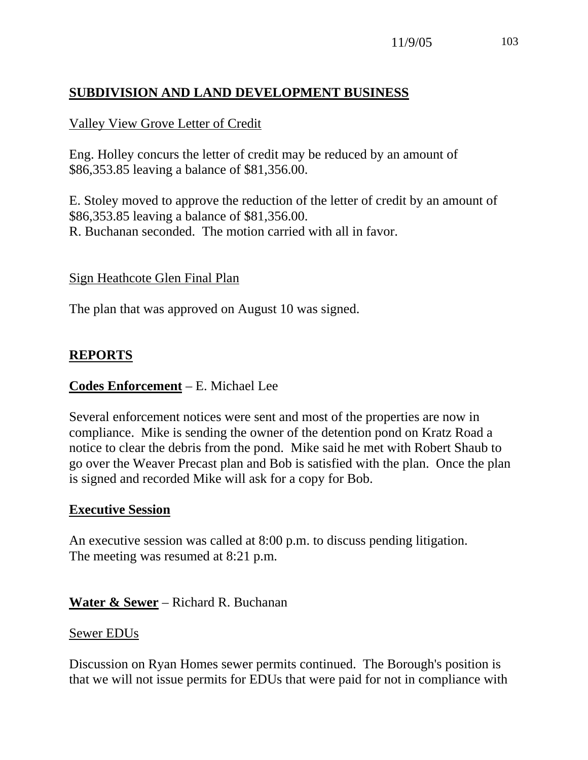## SUBDIVISION AND LAND DEVELOPMENT BUSINESS

Valley View Grove Letter of Credit

Eng. Holley concurs the letter of credit may be reduced by an amount of $86,353.85 leaving a balance of $81,356.00.

E. Stoley moved to approve the reduction of the letter of credit by an amount of $86,353.85 leaving a balance of $81,356.00.
R. Buchanan seconded. The motion carried with all in favor.

Sign Heathcote Glen Final Plan

The plan that was approved on August 10 was signed.

## REPORTS

**Codes Enforcement** – E. Michael Lee

Several enforcement notices were sent and most of the properties are now in compliance. Mike is sending the owner of the detention pond on Kratz Road a notice to clear the debris from the pond. Mike said he met with Robert Shaub to go over the Weaver Precast plan and Bob is satisfied with the plan. Once the plan is signed and recorded Mike will ask for a copy for Bob.

**Executive Session**

An executive session was called at 8:00 p.m. to discuss pending litigation.
The meeting was resumed at 8:21 p.m.

**Water & Sewer** – Richard R. Buchanan

Sewer EDUs

Discussion on Ryan Homes sewer permits continued. The Borough's position is that we will not issue permits for EDUs that were paid for not in compliance with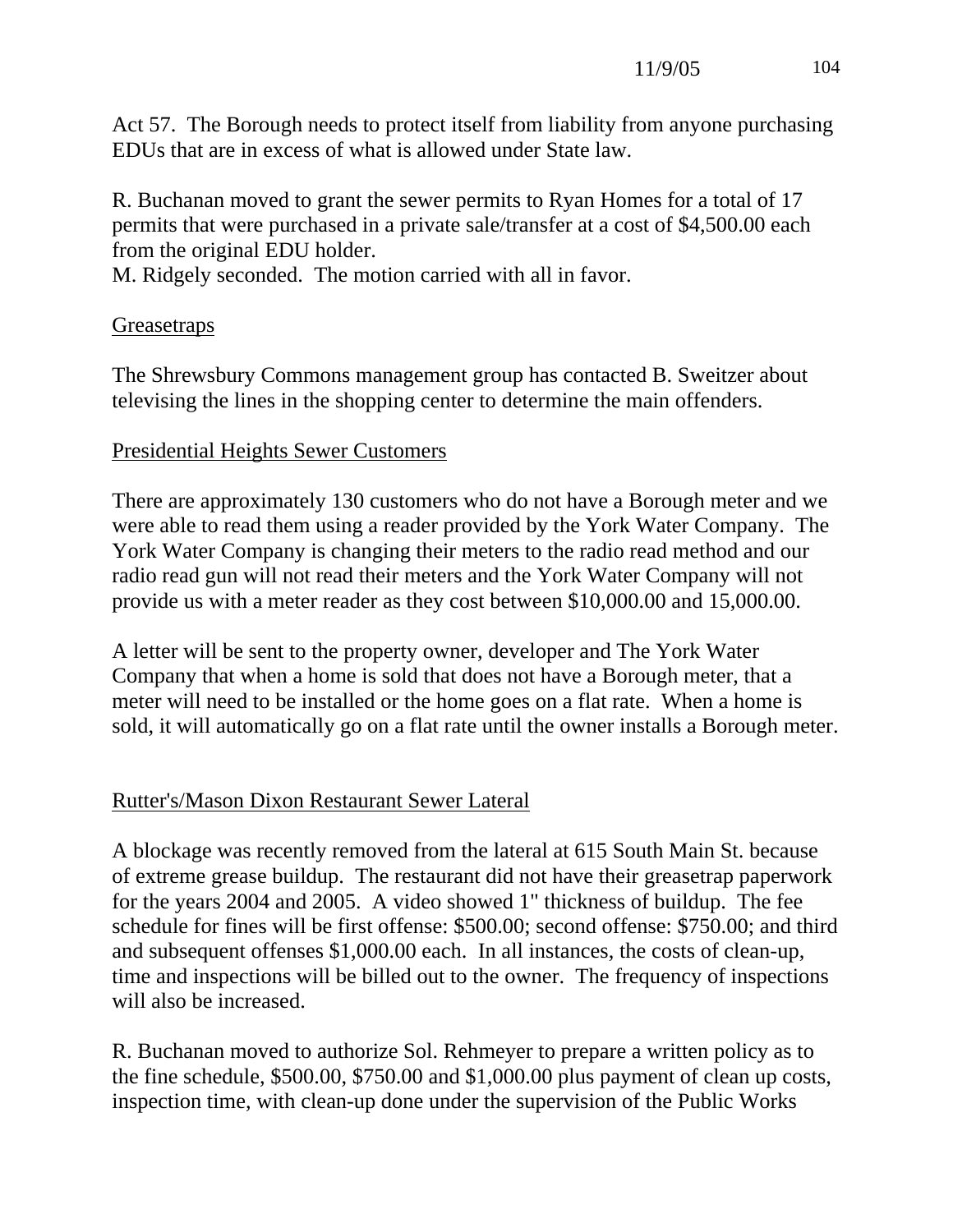Act 57. The Borough needs to protect itself from liability from anyone purchasing EDUs that are in excess of what is allowed under State law.

R. Buchanan moved to grant the sewer permits to Ryan Homes for a total of 17 permits that were purchased in a private sale/transfer at a cost of $4,500.00 each from the original EDU holder.
M. Ridgely seconded. The motion carried with all in favor.

## Greasetraps

The Shrewsbury Commons management group has contacted B. Sweitzer about televising the lines in the shopping center to determine the main offenders.

## Presidential Heights Sewer Customers

There are approximately 130 customers who do not have a Borough meter and we were able to read them using a reader provided by the York Water Company. The York Water Company is changing their meters to the radio read method and our radio read gun will not read their meters and the York Water Company will not provide us with a meter reader as they cost between $10,000.00 and 15,000.00.

A letter will be sent to the property owner, developer and The York Water Company that when a home is sold that does not have a Borough meter, that a meter will need to be installed or the home goes on a flat rate. When a home is sold, it will automatically go on a flat rate until the owner installs a Borough meter.

## Rutter's/Mason Dixon Restaurant Sewer Lateral

A blockage was recently removed from the lateral at 615 South Main St. because of extreme grease buildup. The restaurant did not have their greasetrap paperwork for the years 2004 and 2005. A video showed 1" thickness of buildup. The fee schedule for fines will be first offense: $500.00; second offense: $750.00; and third and subsequent offenses $1,000.00 each. In all instances, the costs of clean-up, time and inspections will be billed out to the owner. The frequency of inspections will also be increased.

R. Buchanan moved to authorize Sol. Rehmeyer to prepare a written policy as to the fine schedule, $500.00, $750.00 and $1,000.00 plus payment of clean up costs, inspection time, with clean-up done under the supervision of the Public Works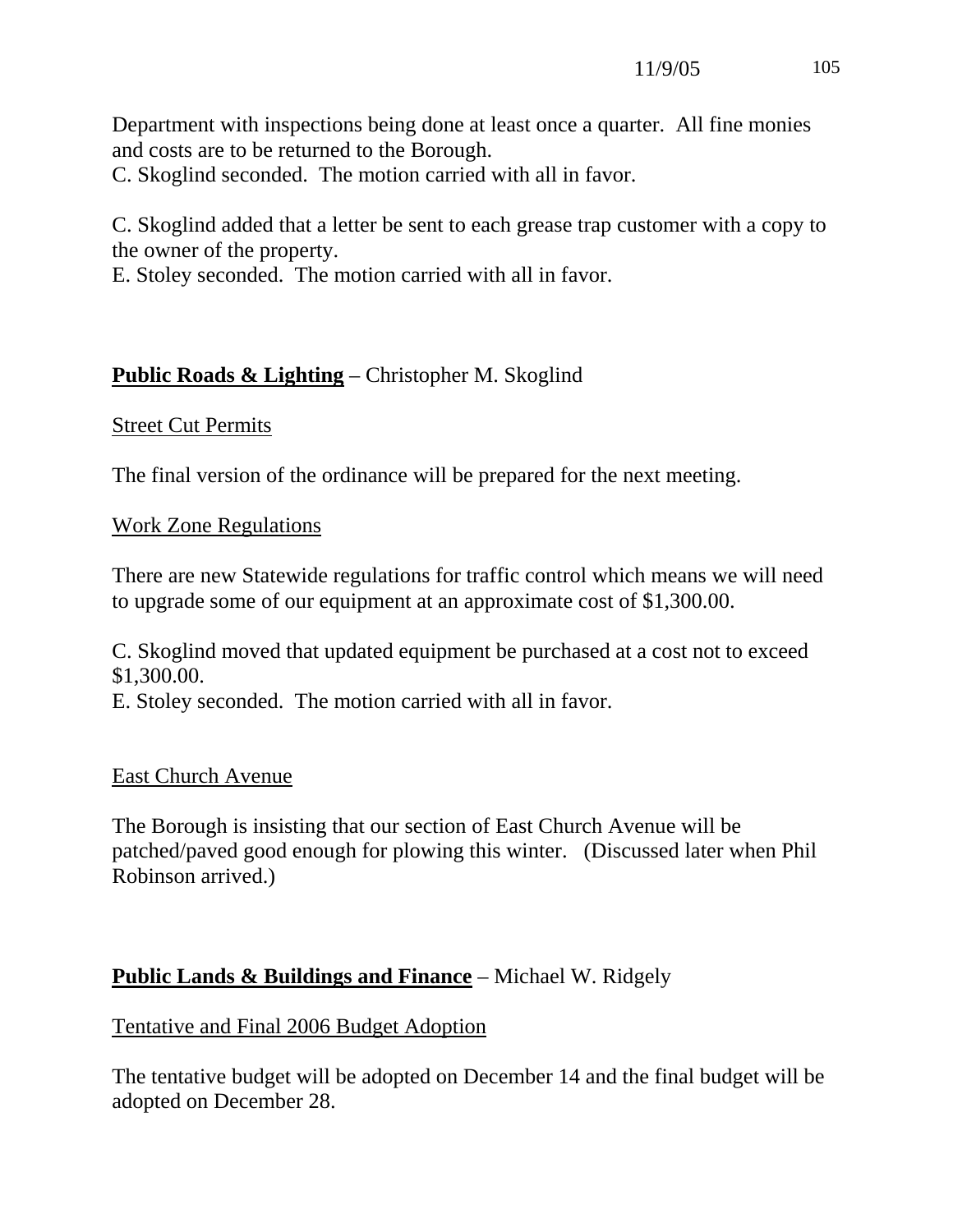Department with inspections being done at least once a quarter. All fine monies and costs are to be returned to the Borough.
C. Skoglind seconded. The motion carried with all in favor.

C. Skoglind added that a letter be sent to each grease trap customer with a copy to the owner of the property.
E. Stoley seconded. The motion carried with all in favor.

**<u>Public Roads & Lighting</u>** – Christopher M. Skoglind

<u>Street Cut Permits</u>

The final version of the ordinance will be prepared for the next meeting.

<u>Work Zone Regulations</u>

There are new Statewide regulations for traffic control which means we will need to upgrade some of our equipment at an approximate cost of $1,300.00.

C. Skoglind moved that updated equipment be purchased at a cost not to exceed $1,300.00.
E. Stoley seconded. The motion carried with all in favor.

<u>East Church Avenue</u>

The Borough is insisting that our section of East Church Avenue will be patched/paved good enough for plowing this winter. (Discussed later when Phil Robinson arrived.)

**<u>Public Lands & Buildings and Finance</u>** – Michael W. Ridgely

<u>Tentative and Final 2006 Budget Adoption</u>

The tentative budget will be adopted on December 14 and the final budget will be adopted on December 28.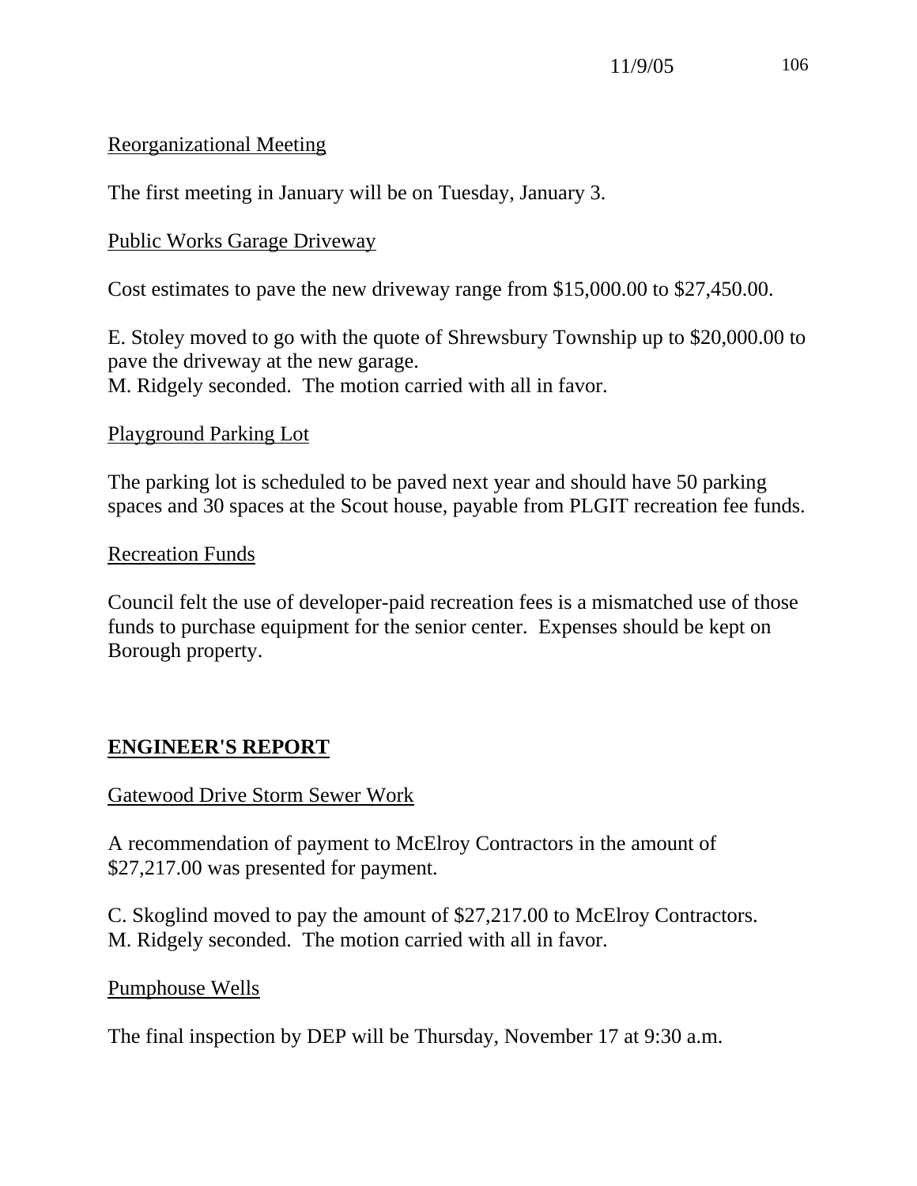Reorganizational Meeting

The first meeting in January will be on Tuesday, January 3.

Public Works Garage Driveway

Cost estimates to pave the new driveway range from $15,000.00 to $27,450.00.

E. Stoley moved to go with the quote of Shrewsbury Township up to $20,000.00 to pave the driveway at the new garage.
M. Ridgely seconded. The motion carried with all in favor.

Playground Parking Lot

The parking lot is scheduled to be paved next year and should have 50 parking spaces and 30 spaces at the Scout house, payable from PLGIT recreation fee funds.

Recreation Funds

Council felt the use of developer-paid recreation fees is a mismatched use of those funds to purchase equipment for the senior center. Expenses should be kept on Borough property.

## ENGINEER'S REPORT

Gatewood Drive Storm Sewer Work

A recommendation of payment to McElroy Contractors in the amount of $27,217.00 was presented for payment.

C. Skoglind moved to pay the amount of $27,217.00 to McElroy Contractors.
M. Ridgely seconded. The motion carried with all in favor.

Pumphouse Wells

The final inspection by DEP will be Thursday, November 17 at 9:30 a.m.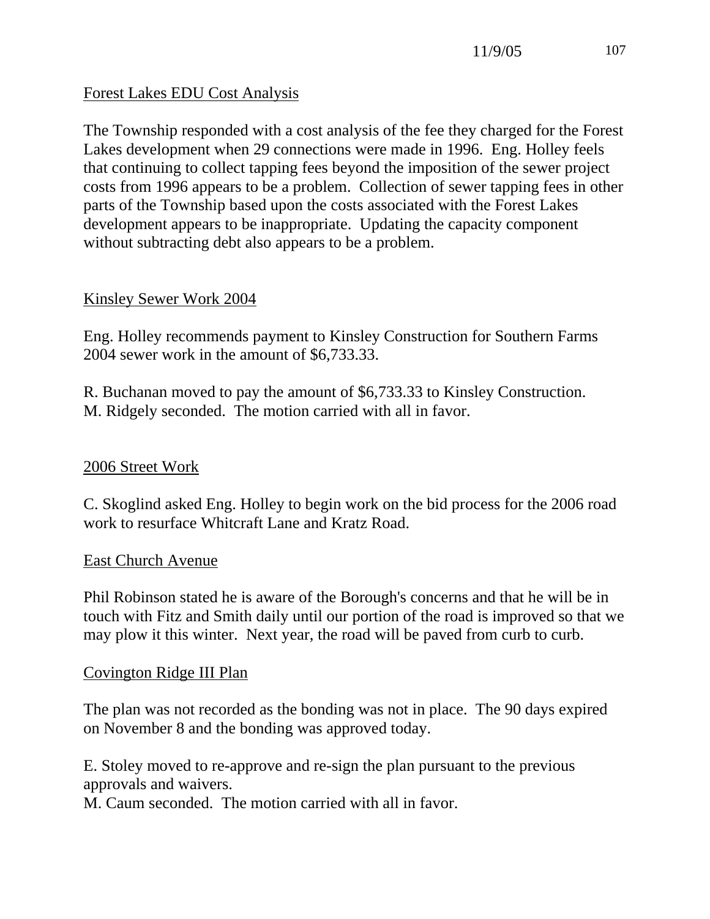Forest Lakes EDU Cost Analysis

The Township responded with a cost analysis of the fee they charged for the Forest Lakes development when 29 connections were made in 1996. Eng. Holley feels that continuing to collect tapping fees beyond the imposition of the sewer project costs from 1996 appears to be a problem. Collection of sewer tapping fees in other parts of the Township based upon the costs associated with the Forest Lakes development appears to be inappropriate. Updating the capacity component without subtracting debt also appears to be a problem.

Kinsley Sewer Work 2004

Eng. Holley recommends payment to Kinsley Construction for Southern Farms 2004 sewer work in the amount of $6,733.33.

R. Buchanan moved to pay the amount of $6,733.33 to Kinsley Construction.
M. Ridgely seconded. The motion carried with all in favor.

2006 Street Work

C. Skoglind asked Eng. Holley to begin work on the bid process for the 2006 road work to resurface Whitcraft Lane and Kratz Road.

East Church Avenue

Phil Robinson stated he is aware of the Borough's concerns and that he will be in touch with Fitz and Smith daily until our portion of the road is improved so that we may plow it this winter. Next year, the road will be paved from curb to curb.

Covington Ridge III Plan

The plan was not recorded as the bonding was not in place. The 90 days expired on November 8 and the bonding was approved today.

E. Stoley moved to re-approve and re-sign the plan pursuant to the previous approvals and waivers.
M. Caum seconded. The motion carried with all in favor.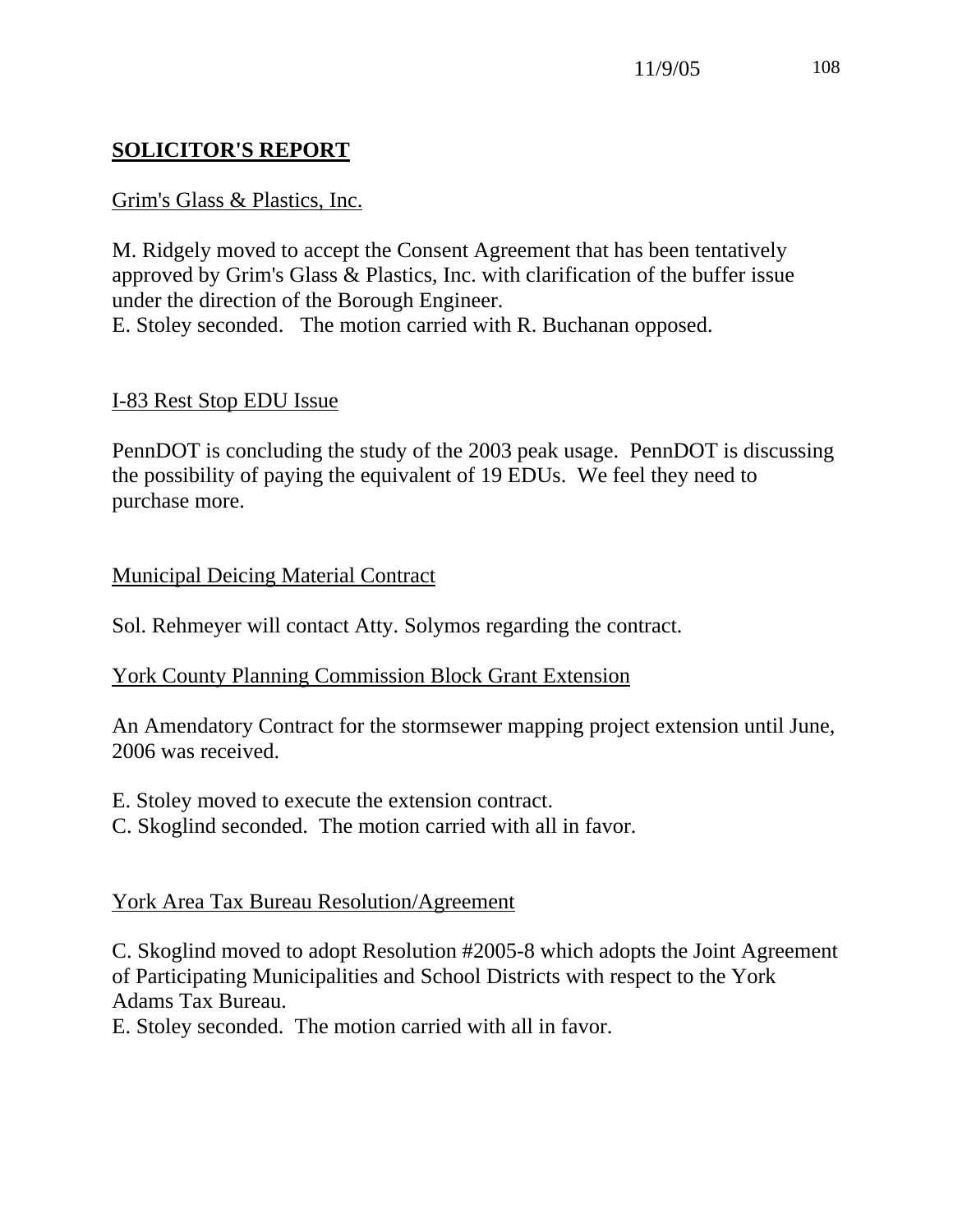## **SOLICITOR'S REPORT**

Grim's Glass & Plastics, Inc.

M. Ridgely moved to accept the Consent Agreement that has been tentatively approved by Grim's Glass & Plastics, Inc. with clarification of the buffer issue under the direction of the Borough Engineer.
E. Stoley seconded. The motion carried with R. Buchanan opposed.

I-83 Rest Stop EDU Issue

PennDOT is concluding the study of the 2003 peak usage. PennDOT is discussing the possibility of paying the equivalent of 19 EDUs. We feel they need to purchase more.

Municipal Deicing Material Contract

Sol. Rehmeyer will contact Atty. Solymos regarding the contract.

York County Planning Commission Block Grant Extension

An Amendatory Contract for the stormsewer mapping project extension until June, 2006 was received.

E. Stoley moved to execute the extension contract.
C. Skoglind seconded. The motion carried with all in favor.

York Area Tax Bureau Resolution/Agreement

C. Skoglind moved to adopt Resolution #2005-8 which adopts the Joint Agreement of Participating Municipalities and School Districts with respect to the York Adams Tax Bureau.
E. Stoley seconded. The motion carried with all in favor.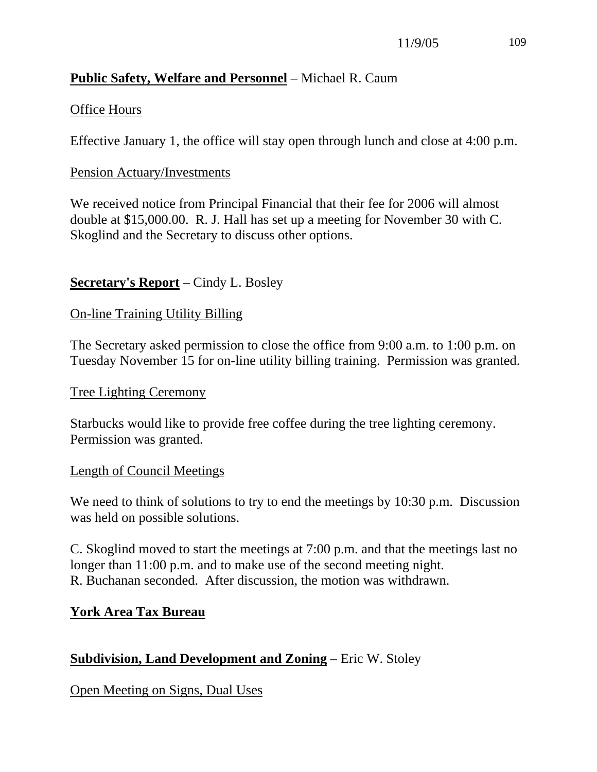**Public Safety, Welfare and Personnel** – Michael R. Caum

Office Hours

Effective January 1, the office will stay open through lunch and close at 4:00 p.m.

Pension Actuary/Investments

We received notice from Principal Financial that their fee for 2006 will almost double at $15,000.00. R. J. Hall has set up a meeting for November 30 with C. Skoglind and the Secretary to discuss other options.

**Secretary's Report** – Cindy L. Bosley

On-line Training Utility Billing

The Secretary asked permission to close the office from 9:00 a.m. to 1:00 p.m. on Tuesday November 15 for on-line utility billing training. Permission was granted.

Tree Lighting Ceremony

Starbucks would like to provide free coffee during the tree lighting ceremony. Permission was granted.

Length of Council Meetings

We need to think of solutions to try to end the meetings by 10:30 p.m. Discussion was held on possible solutions.

C. Skoglind moved to start the meetings at 7:00 p.m. and that the meetings last no longer than 11:00 p.m. and to make use of the second meeting night.
R. Buchanan seconded. After discussion, the motion was withdrawn.

**York Area Tax Bureau**

**Subdivision, Land Development and Zoning** – Eric W. Stoley

Open Meeting on Signs, Dual Uses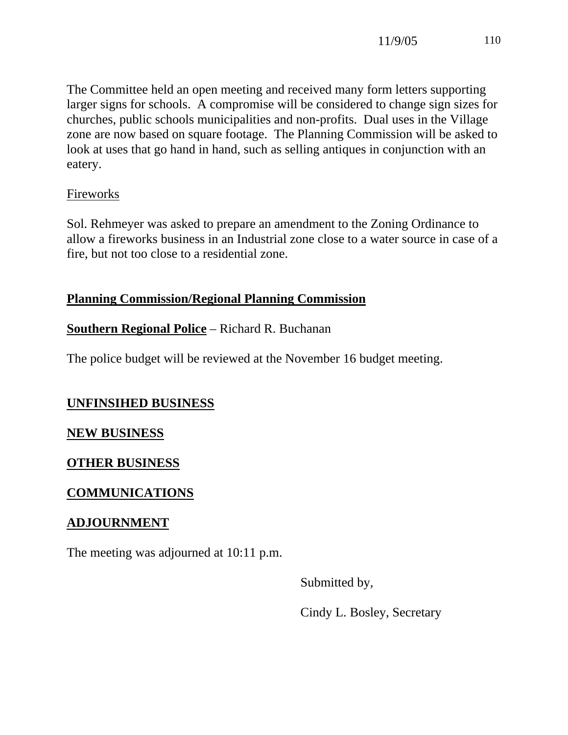The Committee held an open meeting and received many form letters supporting larger signs for schools. A compromise will be considered to change sign sizes for churches, public schools municipalities and non-profits. Dual uses in the Village zone are now based on square footage. The Planning Commission will be asked to look at uses that go hand in hand, such as selling antiques in conjunction with an eatery.

<u>Fireworks</u>

Sol. Rehmeyer was asked to prepare an amendment to the Zoning Ordinance to allow a fireworks business in an Industrial zone close to a water source in case of a fire, but not too close to a residential zone.

**<u>Planning Commission/Regional Planning Commission</u>**

**<u>Southern Regional Police</u>** – Richard R. Buchanan

The police budget will be reviewed at the November 16 budget meeting.

**<u>UNFINSIHED BUSINESS</u>**

**<u>NEW BUSINESS</u>**

**<u>OTHER BUSINESS</u>**

**<u>COMMUNICATIONS</u>**

**<u>ADJOURNMENT</u>**

The meeting was adjourned at 10:11 p.m.

Submitted by,

Cindy L. Bosley, Secretary